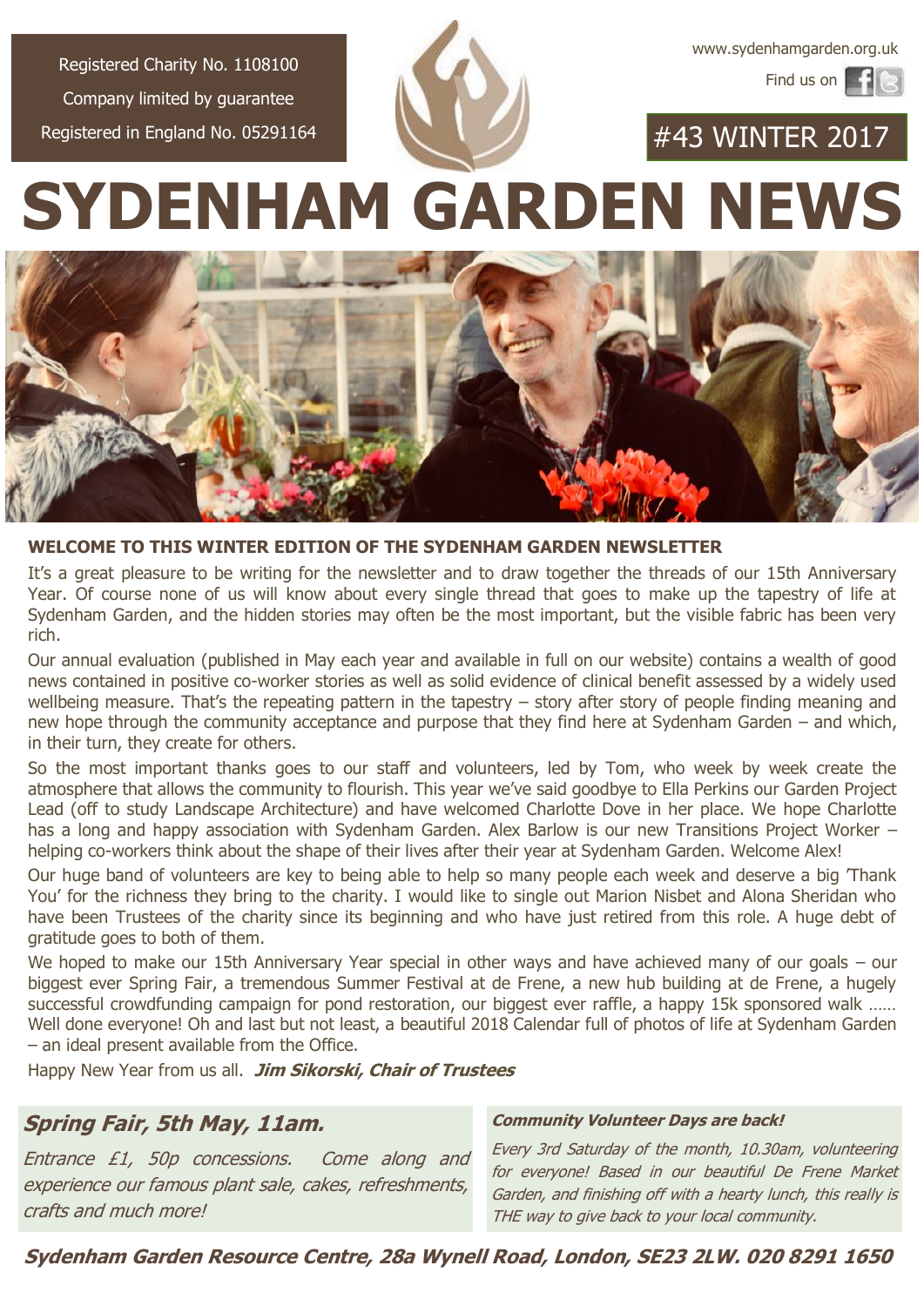Registered Charity No. 1108100

Company limited by guarantee

Registered in England No. 05291164

www.sydenhamgarden.org.uk

Find us on

#43 WINTER 2017

# SYDENHAM GARDEN NEWS

**WELCOME TO THIS WINTER EDITION OF THE SYDENHAM GARDEN NEWSLETTER**

It's a great pleasure to be writing for the newsletter and to draw together the threads of our 15th Anniversary Year. Of course none of us will know about every single thread that goes to make up the tapestry of life at Sydenham Garden, and the hidden stories may often be the most important, but the visible fabric has been very rich.

Our annual evaluation (published in May each year and available in full on our website) contains a wealth of good news contained in positive co-worker stories as well as solid evidence of clinical benefit assessed by a widely used wellbeing measure. That's the repeating pattern in the tapestry – story after story of people finding meaning and new hope through the community acceptance and purpose that they find here at Sydenham Garden – and which, in their turn, they create for others.

So the most important thanks goes to our staff and volunteers, led by Tom, who week by week create the atmosphere that allows the community to flourish. This year we've said goodbye to Ella Perkins our Garden Project Lead (off to study Landscape Architecture) and have welcomed Charlotte Dove in her place. We hope Charlotte has a long and happy association with Sydenham Garden. Alex Barlow is our new Transitions Project Worker – helping co-workers think about the shape of their lives after their year at Sydenham Garden. Welcome Alex!

Our huge band of volunteers are key to being able to help so many people each week and deserve a big 'Thank You' for the richness they bring to the charity. I would like to single out Marion Nisbet and Alona Sheridan who have been Trustees of the charity since its beginning and who have just retired from this role. A huge debt of gratitude goes to both of them.

We hoped to make our 15th Anniversary Year special in other ways and have achieved many of our goals – our biggest ever Spring Fair, a tremendous Summer Festival at de Frene, a new hub building at de Frene, a hugely successful crowdfunding campaign for pond restoration, our biggest ever raffle, a happy 15k sponsored walk …… Well done everyone! Oh and last but not least, a beautiful 2018 Calendar full of photos of life at Sydenham Garden – an ideal present available from the Office.

Happy New Year from us all. ***Jim Sikorski, Chair of Trustees***

## *Spring Fair, 5th May, 11am.*

*Entrance £1, 50p concessions. Come along and experience our famous plant sale, cakes, refreshments, crafts and much more!*

***Community Volunteer Days are back!***

*Every 3rd Saturday of the month, 10.30am, volunteering for everyone! Based in our beautiful De Frene Market Garden, and finishing off with a hearty lunch, this really is THE way to give back to your local community.*

***Sydenham Garden Resource Centre, 28a Wynell Road, London, SE23 2LW. 020 8291 1650***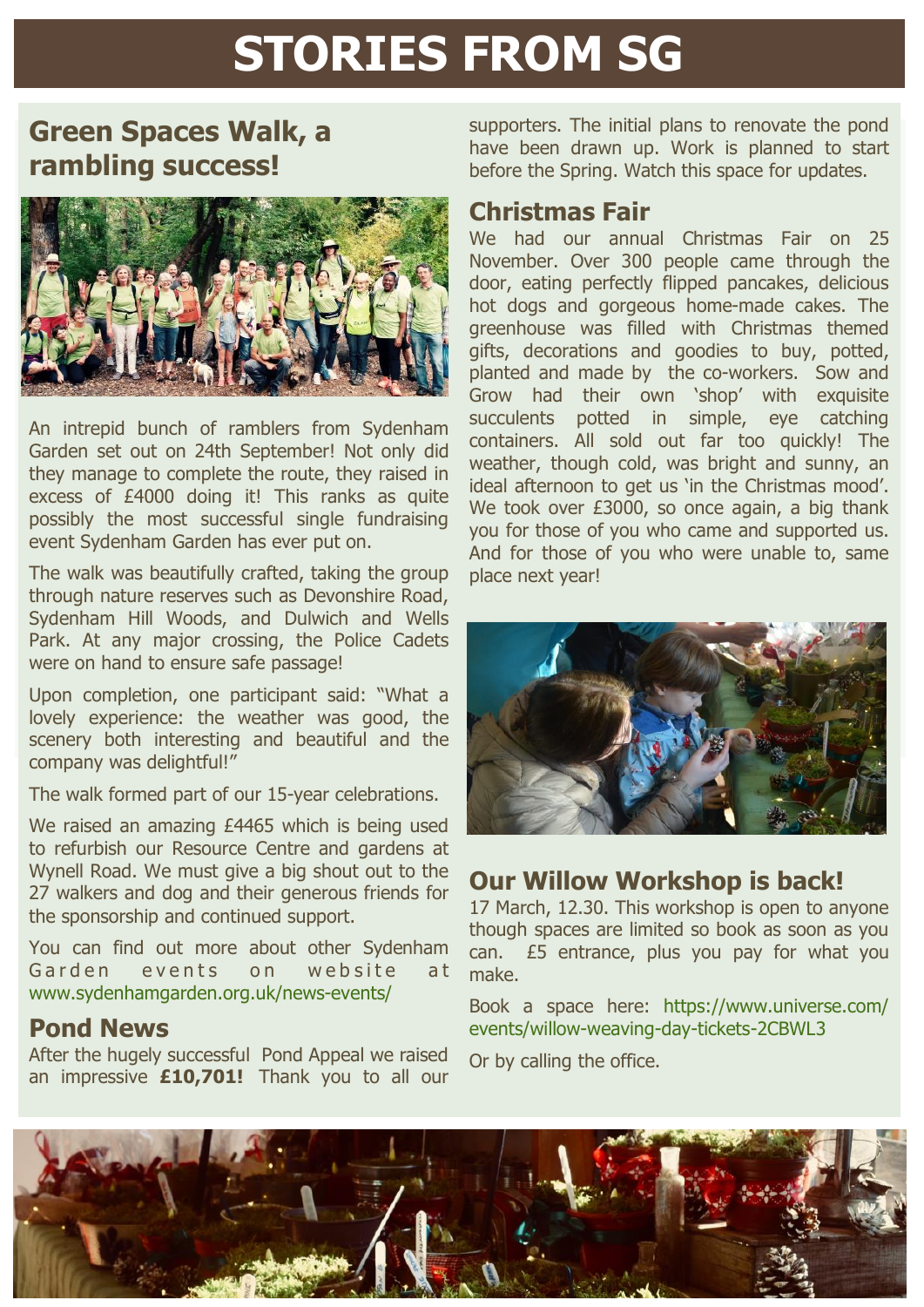# STORIES FROM SG

## Green Spaces Walk, a rambling success!

An intrepid bunch of ramblers from Sydenham Garden set out on 24th September! Not only did they manage to complete the route, they raised in excess of £4000 doing it! This ranks as quite possibly the most successful single fundraising event Sydenham Garden has ever put on.

The walk was beautifully crafted, taking the group through nature reserves such as Devonshire Road, Sydenham Hill Woods, and Dulwich and Wells Park. At any major crossing, the Police Cadets were on hand to ensure safe passage!

Upon completion, one participant said: "What a lovely experience: the weather was good, the scenery both interesting and beautiful and the company was delightful!"

The walk formed part of our 15-year celebrations.

We raised an amazing £4465 which is being used to refurbish our Resource Centre and gardens at Wynell Road. We must give a big shout out to the 27 walkers and dog and their generous friends for the sponsorship and continued support.

You can find out more about other Sydenham Garden events on website at www.sydenhamgarden.org.uk/news-events/

## Pond News

After the hugely successful Pond Appeal we raised an impressive **£10,701!** Thank you to all our supporters. The initial plans to renovate the pond have been drawn up. Work is planned to start before the Spring. Watch this space for updates.

## Christmas Fair

We had our annual Christmas Fair on 25 November. Over 300 people came through the door, eating perfectly flipped pancakes, delicious hot dogs and gorgeous home-made cakes. The greenhouse was filled with Christmas themed gifts, decorations and goodies to buy, potted, planted and made by the co-workers. Sow and Grow had their own 'shop' with exquisite succulents potted in simple, eye catching containers. All sold out far too quickly! The weather, though cold, was bright and sunny, an ideal afternoon to get us 'in the Christmas mood'. We took over £3000, so once again, a big thank you for those of you who came and supported us. And for those of you who were unable to, same place next year!

## Our Willow Workshop is back!

17 March, 12.30. This workshop is open to anyone though spaces are limited so book as soon as you can. £5 entrance, plus you pay for what you make.

Book a space here: https://www.universe.com/events/willow-weaving-day-tickets-2CBWL3

Or by calling the office.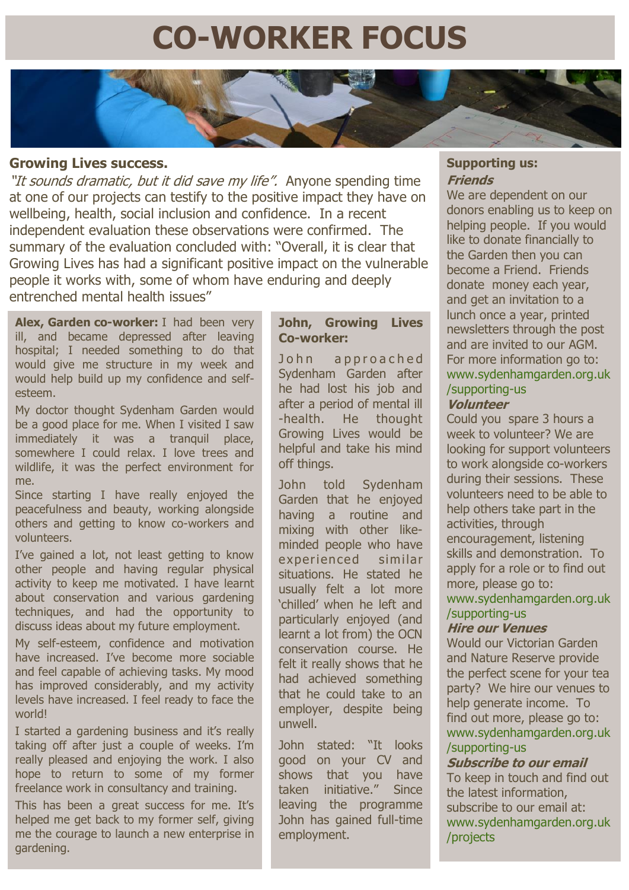# CO-WORKER FOCUS

### Growing Lives success.

*"It sounds dramatic, but it did save my life".* Anyone spending time at one of our projects can testify to the positive impact they have on wellbeing, health, social inclusion and confidence. In a recent independent evaluation these observations were confirmed. The summary of the evaluation concluded with: "Overall, it is clear that Growing Lives has had a significant positive impact on the vulnerable people it works with, some of whom have enduring and deeply entrenched mental health issues"

**Alex, Garden co-worker:** I had been very ill, and became depressed after leaving hospital; I needed something to do that would give me structure in my week and would help build up my confidence and self-esteem.

My doctor thought Sydenham Garden would be a good place for me. When I visited I saw immediately it was a tranquil place, somewhere I could relax. I love trees and wildlife, it was the perfect environment for me.

Since starting I have really enjoyed the peacefulness and beauty, working alongside others and getting to know co-workers and volunteers.

I've gained a lot, not least getting to know other people and having regular physical activity to keep me motivated. I have learnt about conservation and various gardening techniques, and had the opportunity to discuss ideas about my future employment.

My self-esteem, confidence and motivation have increased. I've become more sociable and feel capable of achieving tasks. My mood has improved considerably, and my activity levels have increased. I feel ready to face the world!

I started a gardening business and it's really taking off after just a couple of weeks. I'm really pleased and enjoying the work. I also hope to return to some of my former freelance work in consultancy and training.

This has been a great success for me. It's helped me get back to my former self, giving me the courage to launch a new enterprise in gardening.

**John, Growing Lives Co-worker:**

John approached Sydenham Garden after he had lost his job and after a period of mental ill-health. He thought Growing Lives would be helpful and take his mind off things.

John told Sydenham Garden that he enjoyed having a routine and mixing with other like-minded people who have experienced similar situations. He stated he usually felt a lot more 'chilled' when he left and particularly enjoyed (and learnt a lot from) the OCN conservation course. He felt it really shows that he had achieved something that he could take to an employer, despite being unwell.

John stated: "It looks good on your CV and shows that you have taken initiative." Since leaving the programme John has gained full-time employment.

### Supporting us:

***Friends***

We are dependent on our donors enabling us to keep on helping people. If you would like to donate financially to the Garden then you can become a Friend. Friends donate money each year, and get an invitation to a lunch once a year, printed newsletters through the post and are invited to our AGM. For more information go to: www.sydenhamgarden.org.uk/supporting-us

***Volunteer***

Could you spare 3 hours a week to volunteer? We are looking for support volunteers to work alongside co-workers during their sessions. These volunteers need to be able to help others take part in the activities, through encouragement, listening skills and demonstration. To apply for a role or to find out more, please go to: www.sydenhamgarden.org.uk/supporting-us

***Hire our Venues***

Would our Victorian Garden and Nature Reserve provide the perfect scene for your tea party? We hire our venues to help generate income. To find out more, please go to: www.sydenhamgarden.org.uk/supporting-us

***Subscribe to our email***

To keep in touch and find out the latest information, subscribe to our email at: www.sydenhamgarden.org.uk/projects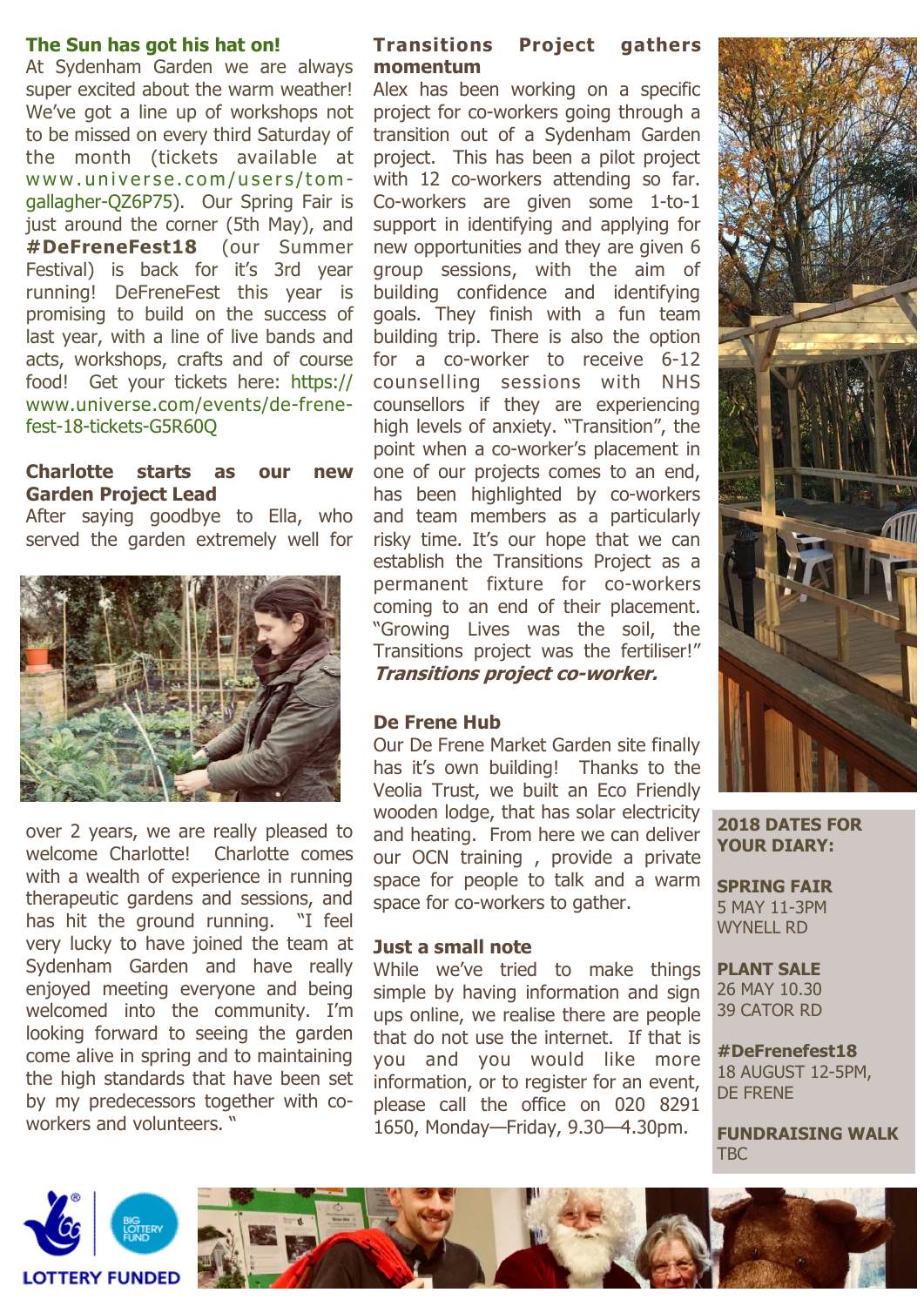## The Sun has got his hat on!

At Sydenham Garden we are always super excited about the warm weather! We've got a line up of workshops not to be missed on every third Saturday of the month (tickets available at www.universe.com/users/tom-gallagher-QZ6P75). Our Spring Fair is just around the corner (5th May), and **#DeFreneFest18** (our Summer Festival) is back for it's 3rd year running! DeFreneFest this year is promising to build on the success of last year, with a line of live bands and acts, workshops, crafts and of course food! Get your tickets here: https://www.universe.com/events/de-frene-fest-18-tickets-G5R60Q

## Charlotte starts as our new Garden Project Lead

After saying goodbye to Ella, who served the garden extremely well for over 2 years, we are really pleased to welcome Charlotte! Charlotte comes with a wealth of experience in running therapeutic gardens and sessions, and has hit the ground running. "I feel very lucky to have joined the team at Sydenham Garden and have really enjoyed meeting everyone and being welcomed into the community. I'm looking forward to seeing the garden come alive in spring and to maintaining the high standards that have been set by my predecessors together with co-workers and volunteers. "

## Transitions Project gathers momentum

Alex has been working on a specific project for co-workers going through a transition out of a Sydenham Garden project. This has been a pilot project with 12 co-workers attending so far. Co-workers are given some 1-to-1 support in identifying and applying for new opportunities and they are given 6 group sessions, with the aim of building confidence and identifying goals. They finish with a fun team building trip. There is also the option for a co-worker to receive 6-12 counselling sessions with NHS counsellors if they are experiencing high levels of anxiety. "Transition", the point when a co-worker's placement in one of our projects comes to an end, has been highlighted by co-workers and team members as a particularly risky time. It's our hope that we can establish the Transitions Project as a permanent fixture for co-workers coming to an end of their placement. "Growing Lives was the soil, the Transitions project was the fertiliser!" ***Transitions project co-worker.***

## De Frene Hub

Our De Frene Market Garden site finally has it's own building! Thanks to the Veolia Trust, we built an Eco Friendly wooden lodge, that has solar electricity and heating. From here we can deliver our OCN training , provide a private space for people to talk and a warm space for co-workers to gather.

## Just a small note

While we've tried to make things simple by having information and sign ups online, we realise there are people that do not use the internet. If that is you and you would like more information, or to register for an event, please call the office on 020 8291 1650, Monday—Friday, 9.30—4.30pm.

## 2018 DATES FOR YOUR DIARY:

**SPRING FAIR**
5 MAY 11-3PM
WYNELL RD

**PLANT SALE**
26 MAY 10.30
39 CATOR RD

**#DeFrenefest18**
18 AUGUST 12-5PM,
DE FRENE

**FUNDRAISING WALK**
TBC

LOTTERY FUNDED